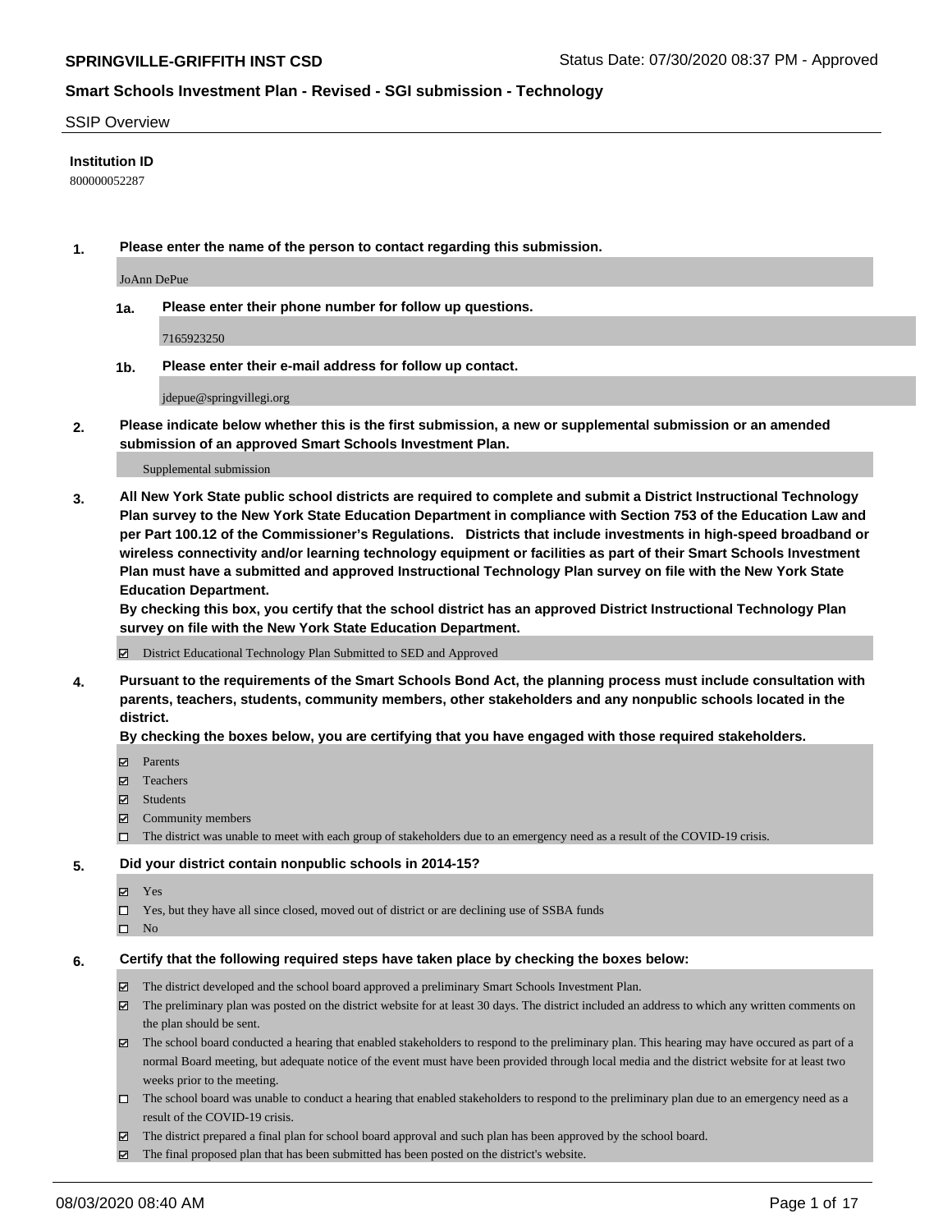**SPRINGVILLE-GRIFFITH INST CSD** Status Date: 07/30/2020 08:37 PM - Approved

**Smart Schools Investment Plan - Revised - SGI submission - Technology**

SSIP Overview

**Institution ID**

800000052287

**1. Please enter the name of the person to contact regarding this submission.**

JoAnn DePue

**1a. Please enter their phone number for follow up questions.**

7165923250

**1b. Please enter their e-mail address for follow up contact.**

jdepue@springvillegi.org

**2. Please indicate below whether this is the first submission, a new or supplemental submission or an amended submission of an approved Smart Schools Investment Plan.**

Supplemental submission

**3. All New York State public school districts are required to complete and submit a District Instructional Technology Plan survey to the New York State Education Department in compliance with Section 753 of the Education Law and per Part 100.12 of the Commissioner's Regulations. Districts that include investments in high-speed broadband or wireless connectivity and/or learning technology equipment or facilities as part of their Smart Schools Investment Plan must have a submitted and approved Instructional Technology Plan survey on file with the New York State Education Department.**
**By checking this box, you certify that the school district has an approved District Instructional Technology Plan survey on file with the New York State Education Department.**

- [x] District Educational Technology Plan Submitted to SED and Approved

**4. Pursuant to the requirements of the Smart Schools Bond Act, the planning process must include consultation with parents, teachers, students, community members, other stakeholders and any nonpublic schools located in the district.**
**By checking the boxes below, you are certifying that you have engaged with those required stakeholders.**

- [x] Parents
- [x] Teachers
- [x] Students
- [x] Community members
- [ ] The district was unable to meet with each group of stakeholders due to an emergency need as a result of the COVID-19 crisis.

**5. Did your district contain nonpublic schools in 2014-15?**

- [x] Yes
- [ ] Yes, but they have all since closed, moved out of district or are declining use of SSBA funds
- [ ] No

**6. Certify that the following required steps have taken place by checking the boxes below:**

- [x] The district developed and the school board approved a preliminary Smart Schools Investment Plan.
- [x] The preliminary plan was posted on the district website for at least 30 days. The district included an address to which any written comments on the plan should be sent.
- [x] The school board conducted a hearing that enabled stakeholders to respond to the preliminary plan. This hearing may have occured as part of a normal Board meeting, but adequate notice of the event must have been provided through local media and the district website for at least two weeks prior to the meeting.
- [ ] The school board was unable to conduct a hearing that enabled stakeholders to respond to the preliminary plan due to an emergency need as a result of the COVID-19 crisis.
- [x] The district prepared a final plan for school board approval and such plan has been approved by the school board.
- [x] The final proposed plan that has been submitted has been posted on the district's website.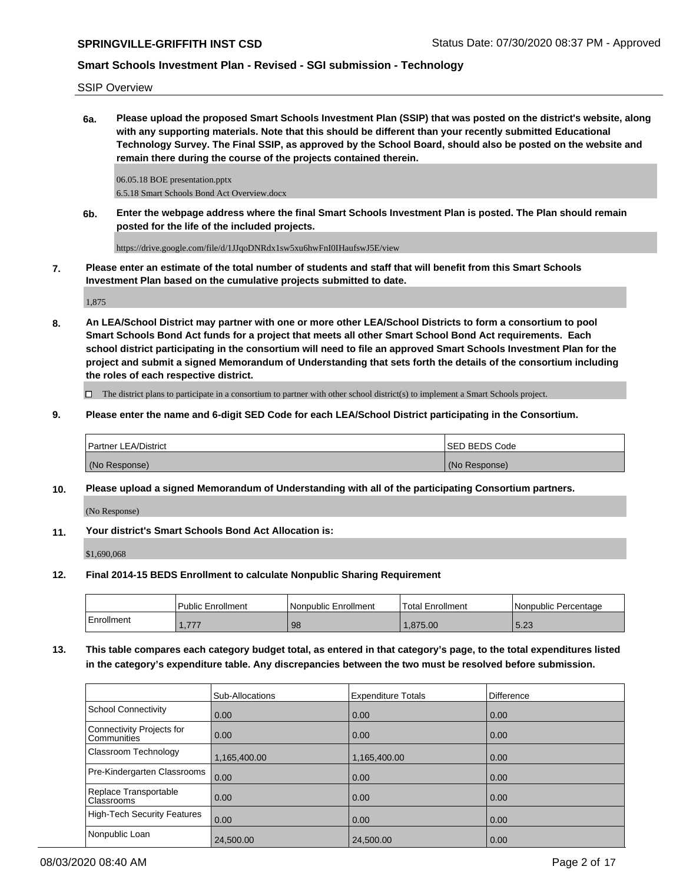SSIP Overview

**6a. Please upload the proposed Smart Schools Investment Plan (SSIP) that was posted on the district's website, along with any supporting materials. Note that this should be different than your recently submitted Educational Technology Survey. The Final SSIP, as approved by the School Board, should also be posted on the website and remain there during the course of the projects contained therein.**

06.05.18 BOE presentation.pptx
6.5.18 Smart Schools Bond Act Overview.docx

**6b. Enter the webpage address where the final Smart Schools Investment Plan is posted. The Plan should remain posted for the life of the included projects.**

https://drive.google.com/file/d/1JJqoDNRdx1sw5xu6hwFnI0IHaufswJ5E/view

**7. Please enter an estimate of the total number of students and staff that will benefit from this Smart Schools Investment Plan based on the cumulative projects submitted to date.**

1,875

**8. An LEA/School District may partner with one or more other LEA/School Districts to form a consortium to pool Smart Schools Bond Act funds for a project that meets all other Smart School Bond Act requirements. Each school district participating in the consortium will need to file an approved Smart Schools Investment Plan for the project and submit a signed Memorandum of Understanding that sets forth the details of the consortium including the roles of each respective district.**

☐ The district plans to participate in a consortium to partner with other school district(s) to implement a Smart Schools project.

**9. Please enter the name and 6-digit SED Code for each LEA/School District participating in the Consortium.**

| Partner LEA/District | SED BEDS Code |
|---|---|
| (No Response) | (No Response) |

**10. Please upload a signed Memorandum of Understanding with all of the participating Consortium partners.**

(No Response)

**11. Your district's Smart Schools Bond Act Allocation is:**

$1,690,068

**12. Final 2014-15 BEDS Enrollment to calculate Nonpublic Sharing Requirement**

| | Public Enrollment | Nonpublic Enrollment | Total Enrollment | Nonpublic Percentage |
|---|---|---|---|---|
| Enrollment | 1,777 | 98 | 1,875.00 | 5.23 |

**13. This table compares each category budget total, as entered in that category's page, to the total expenditures listed in the category's expenditure table. Any discrepancies between the two must be resolved before submission.**

| | Sub-Allocations | Expenditure Totals | Difference |
|---|---|---|---|
| School Connectivity | 0.00 | 0.00 | 0.00 |
| Connectivity Projects for Communities | 0.00 | 0.00 | 0.00 |
| Classroom Technology | 1,165,400.00 | 1,165,400.00 | 0.00 |
| Pre-Kindergarten Classrooms | 0.00 | 0.00 | 0.00 |
| Replace Transportable Classrooms | 0.00 | 0.00 | 0.00 |
| High-Tech Security Features | 0.00 | 0.00 | 0.00 |
| Nonpublic Loan | 24,500.00 | 24,500.00 | 0.00 |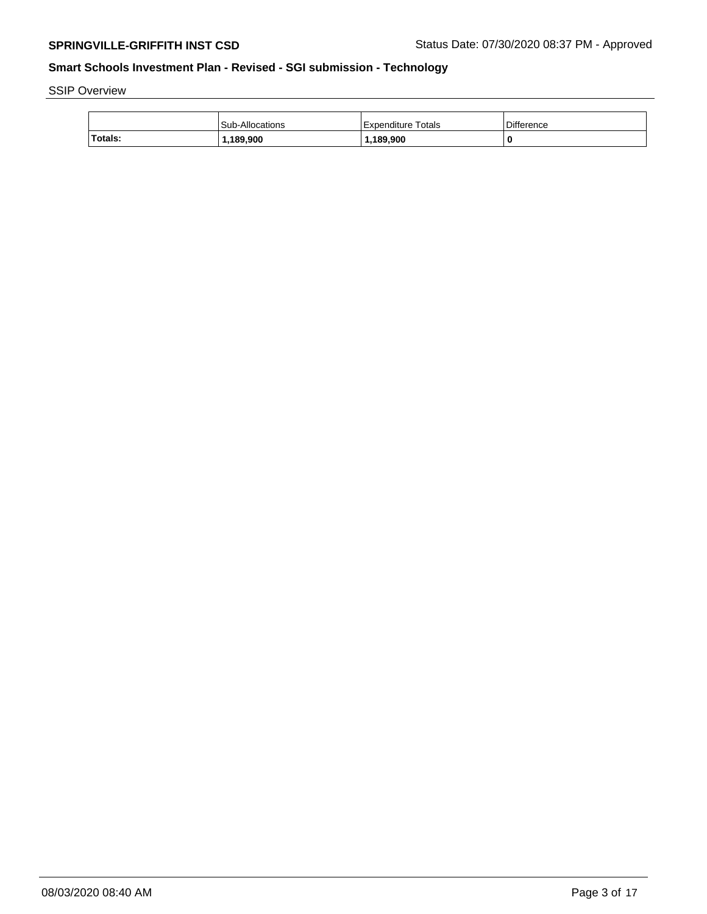SSIP Overview

|  | Sub-Allocations | Expenditure Totals | Difference |
|---|---|---|---|
| **Totals:** | **1,189,900** | **1,189,900** | **0** |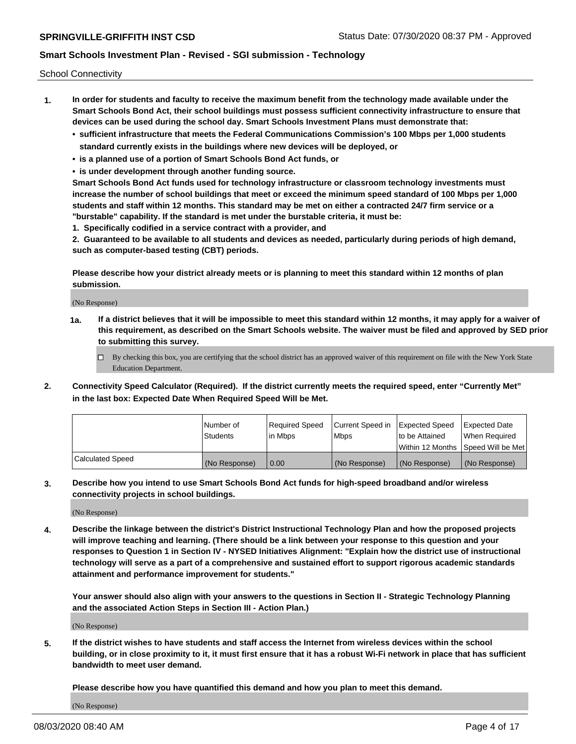School Connectivity

1. **In order for students and faculty to receive the maximum benefit from the technology made available under the Smart Schools Bond Act, their school buildings must possess sufficient connectivity infrastructure to ensure that devices can be used during the school day. Smart Schools Investment Plans must demonstrate that:**
   - **sufficient infrastructure that meets the Federal Communications Commission's 100 Mbps per 1,000 students standard currently exists in the buildings where new devices will be deployed, or**
   - **is a planned use of a portion of Smart Schools Bond Act funds, or**
   - **is under development through another funding source.**

   **Smart Schools Bond Act funds used for technology infrastructure or classroom technology investments must increase the number of school buildings that meet or exceed the minimum speed standard of 100 Mbps per 1,000 students and staff within 12 months. This standard may be met on either a contracted 24/7 firm service or a "burstable" capability. If the standard is met under the burstable criteria, it must be:**

   **1. Specifically codified in a service contract with a provider, and**

   **2. Guaranteed to be available to all students and devices as needed, particularly during periods of high demand, such as computer-based testing (CBT) periods.**

   **Please describe how your district already meets or is planning to meet this standard within 12 months of plan submission.**

   (No Response)

   **1a. If a district believes that it will be impossible to meet this standard within 12 months, it may apply for a waiver of this requirement, as described on the Smart Schools website. The waiver must be filed and approved by SED prior to submitting this survey.**

   ☐ By checking this box, you are certifying that the school district has an approved waiver of this requirement on file with the New York State Education Department.

2. **Connectivity Speed Calculator (Required). If the district currently meets the required speed, enter "Currently Met" in the last box: Expected Date When Required Speed Will be Met.**

|  | Number of Students | Required Speed in Mbps | Current Speed in Mbps | Expected Speed to be Attained Within 12 Months | Expected Date When Required Speed Will be Met |
|---|---|---|---|---|---|
| Calculated Speed | (No Response) | 0.00 | (No Response) | (No Response) | (No Response) |

3. **Describe how you intend to use Smart Schools Bond Act funds for high-speed broadband and/or wireless connectivity projects in school buildings.**

   (No Response)

4. **Describe the linkage between the district's District Instructional Technology Plan and how the proposed projects will improve teaching and learning. (There should be a link between your response to this question and your responses to Question 1 in Section IV - NYSED Initiatives Alignment: "Explain how the district use of instructional technology will serve as a part of a comprehensive and sustained effort to support rigorous academic standards attainment and performance improvement for students."**

   **Your answer should also align with your answers to the questions in Section II - Strategic Technology Planning and the associated Action Steps in Section III - Action Plan.)**

   (No Response)

5. **If the district wishes to have students and staff access the Internet from wireless devices within the school building, or in close proximity to it, it must first ensure that it has a robust Wi-Fi network in place that has sufficient bandwidth to meet user demand.**

   **Please describe how you have quantified this demand and how you plan to meet this demand.**

   (No Response)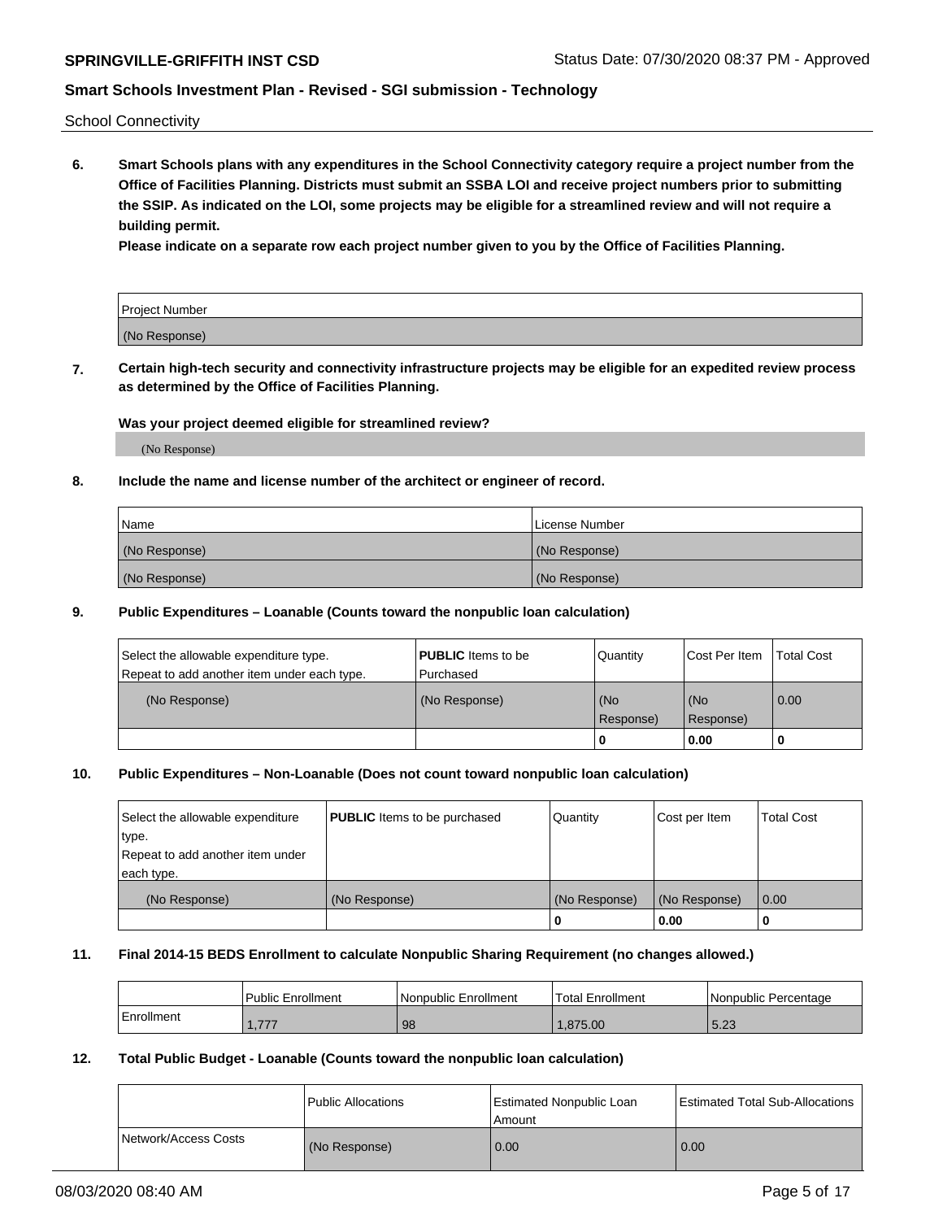School Connectivity

**6. Smart Schools plans with any expenditures in the School Connectivity category require a project number from the Office of Facilities Planning. Districts must submit an SSBA LOI and receive project numbers prior to submitting the SSIP. As indicated on the LOI, some projects may be eligible for a streamlined review and will not require a building permit.**

**Please indicate on a separate row each project number given to you by the Office of Facilities Planning.**

| Project Number |
|---|
| (No Response) |

**7. Certain high-tech security and connectivity infrastructure projects may be eligible for an expedited review process as determined by the Office of Facilities Planning.**

**Was your project deemed eligible for streamlined review?**

(No Response)

**8. Include the name and license number of the architect or engineer of record.**

| Name | License Number |
|---|---|
| (No Response) | (No Response) |
| (No Response) | (No Response) |

**9. Public Expenditures – Loanable (Counts toward the nonpublic loan calculation)**

| Select the allowable expenditure type. Repeat to add another item under each type. | **PUBLIC** Items to be Purchased | Quantity | Cost Per Item | Total Cost |
|---|---|---|---|---|
| (No Response) | (No Response) | (No Response) | (No Response) | 0.00 |
| | | 0 | 0.00 | 0 |

**10. Public Expenditures – Non-Loanable (Does not count toward nonpublic loan calculation)**

| Select the allowable expenditure type. Repeat to add another item under each type. | **PUBLIC** Items to be purchased | Quantity | Cost per Item | Total Cost |
|---|---|---|---|---|
| (No Response) | (No Response) | (No Response) | (No Response) | 0.00 |
| | | 0 | 0.00 | 0 |

**11. Final 2014-15 BEDS Enrollment to calculate Nonpublic Sharing Requirement (no changes allowed.)**

| | Public Enrollment | Nonpublic Enrollment | Total Enrollment | Nonpublic Percentage |
|---|---|---|---|---|
| Enrollment | 1,777 | 98 | 1,875.00 | 5.23 |

**12. Total Public Budget - Loanable (Counts toward the nonpublic loan calculation)**

| | Public Allocations | Estimated Nonpublic Loan Amount | Estimated Total Sub-Allocations |
|---|---|---|---|
| Network/Access Costs | (No Response) | 0.00 | 0.00 |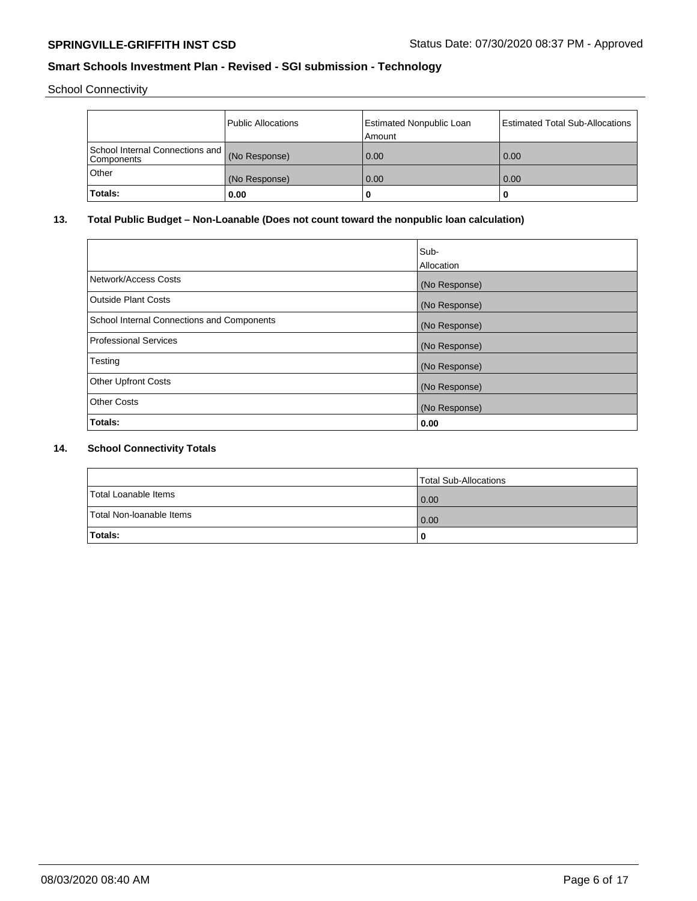School Connectivity

| | Public Allocations | Estimated Nonpublic Loan Amount | Estimated Total Sub-Allocations |
|---|---|---|---|
| School Internal Connections and Components | (No Response) | 0.00 | 0.00 |
| Other | (No Response) | 0.00 | 0.00 |
| **Totals:** | **0.00** | **0** | **0** |

## 13. Total Public Budget – Non-Loanable (Does not count toward the nonpublic loan calculation)

| | Sub-Allocation |
|---|---|
| Network/Access Costs | (No Response) |
| Outside Plant Costs | (No Response) |
| School Internal Connections and Components | (No Response) |
| Professional Services | (No Response) |
| Testing | (No Response) |
| Other Upfront Costs | (No Response) |
| Other Costs | (No Response) |
| **Totals:** | **0.00** |

## 14. School Connectivity Totals

| | Total Sub-Allocations |
|---|---|
| Total Loanable Items | 0.00 |
| Total Non-loanable Items | 0.00 |
| **Totals:** | **0** |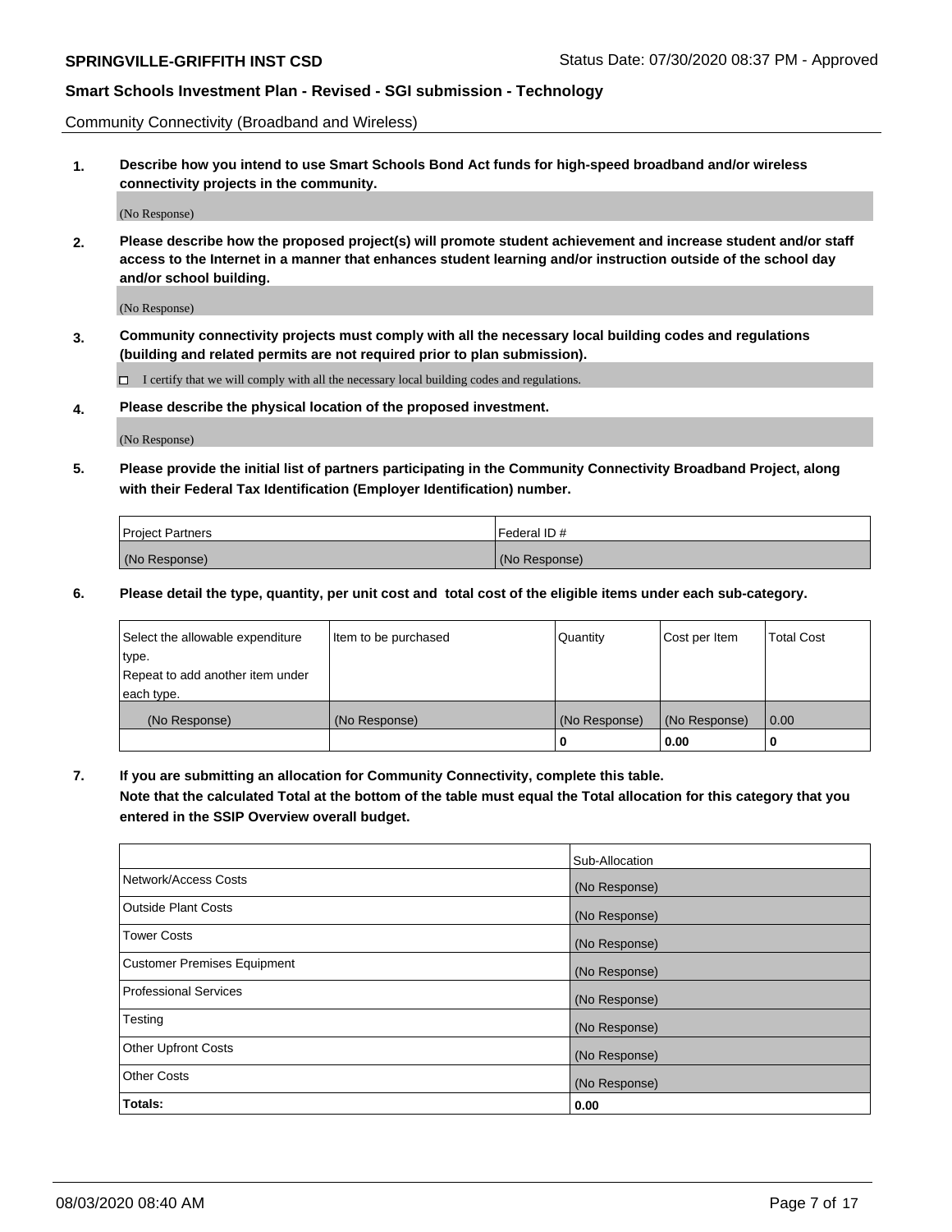Community Connectivity (Broadband and Wireless)

**1. Describe how you intend to use Smart Schools Bond Act funds for high-speed broadband and/or wireless connectivity projects in the community.**

(No Response)

**2. Please describe how the proposed project(s) will promote student achievement and increase student and/or staff access to the Internet in a manner that enhances student learning and/or instruction outside of the school day and/or school building.**

(No Response)

**3. Community connectivity projects must comply with all the necessary local building codes and regulations (building and related permits are not required prior to plan submission).**

☐ I certify that we will comply with all the necessary local building codes and regulations.

**4. Please describe the physical location of the proposed investment.**

(No Response)

**5. Please provide the initial list of partners participating in the Community Connectivity Broadband Project, along with their Federal Tax Identification (Employer Identification) number.**

| Project Partners | Federal ID # |
|---|---|
| (No Response) | (No Response) |

**6. Please detail the type, quantity, per unit cost and total cost of the eligible items under each sub-category.**

| Select the allowable expenditure type. Repeat to add another item under each type. | Item to be purchased | Quantity | Cost per Item | Total Cost |
|---|---|---|---|---|
| (No Response) | (No Response) | (No Response) | (No Response) | 0.00 |
| | | **0** | **0.00** | **0** |

**7. If you are submitting an allocation for Community Connectivity, complete this table. Note that the calculated Total at the bottom of the table must equal the Total allocation for this category that you entered in the SSIP Overview overall budget.**

| | Sub-Allocation |
|---|---|
| Network/Access Costs | (No Response) |
| Outside Plant Costs | (No Response) |
| Tower Costs | (No Response) |
| Customer Premises Equipment | (No Response) |
| Professional Services | (No Response) |
| Testing | (No Response) |
| Other Upfront Costs | (No Response) |
| Other Costs | (No Response) |
| **Totals:** | **0.00** |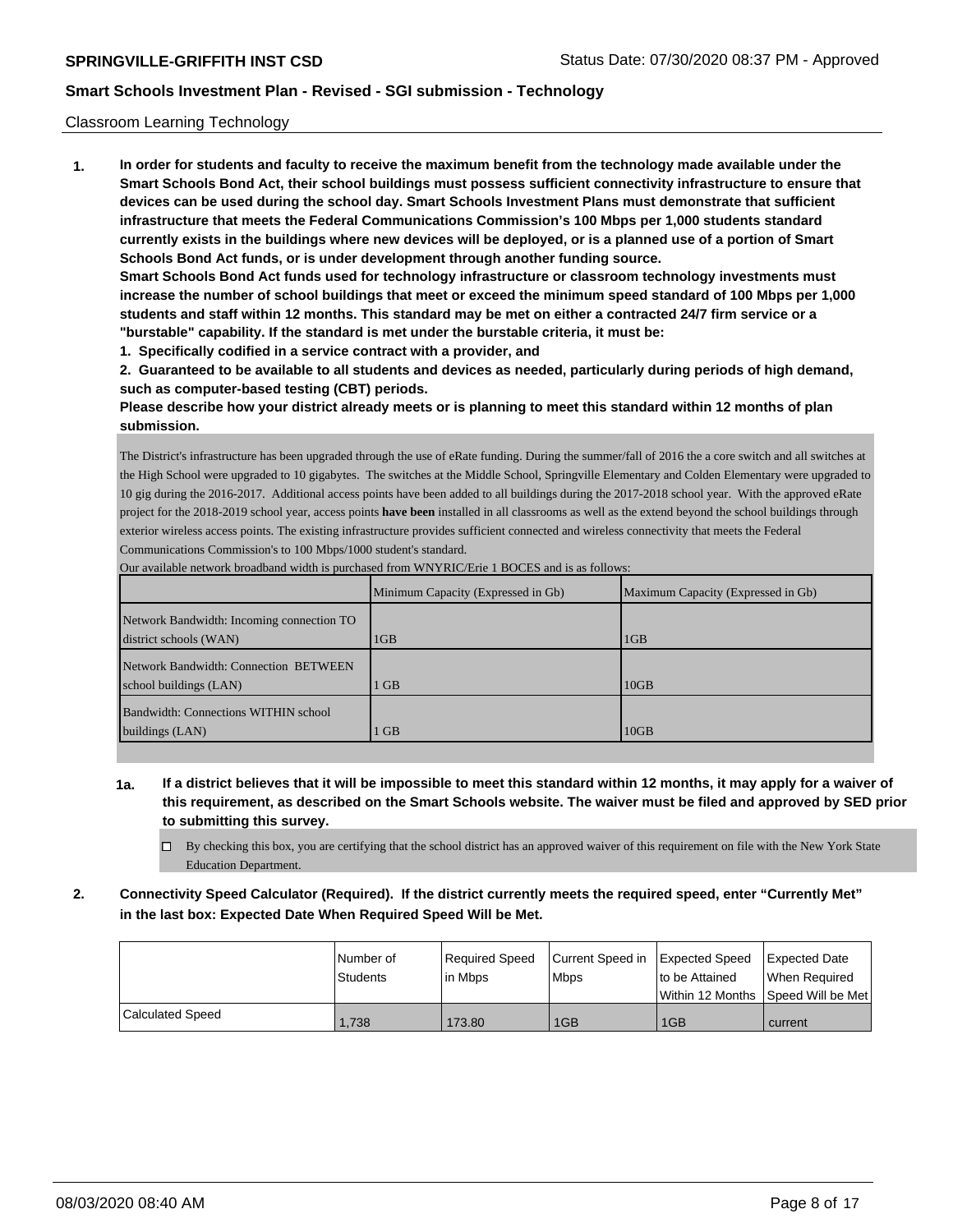Classroom Learning Technology

**1. In order for students and faculty to receive the maximum benefit from the technology made available under the Smart Schools Bond Act, their school buildings must possess sufficient connectivity infrastructure to ensure that devices can be used during the school day. Smart Schools Investment Plans must demonstrate that sufficient infrastructure that meets the Federal Communications Commission's 100 Mbps per 1,000 students standard currently exists in the buildings where new devices will be deployed, or is a planned use of a portion of Smart Schools Bond Act funds, or is under development through another funding source.**

**Smart Schools Bond Act funds used for technology infrastructure or classroom technology investments must increase the number of school buildings that meet or exceed the minimum speed standard of 100 Mbps per 1,000 students and staff within 12 months. This standard may be met on either a contracted 24/7 firm service or a "burstable" capability. If the standard is met under the burstable criteria, it must be:**

**1. Specifically codified in a service contract with a provider, and**

**2. Guaranteed to be available to all students and devices as needed, particularly during periods of high demand, such as computer-based testing (CBT) periods.**

**Please describe how your district already meets or is planning to meet this standard within 12 months of plan submission.**

The District's infrastructure has been upgraded through the use of eRate funding. During the summer/fall of 2016 the a core switch and all switches at the High School were upgraded to 10 gigabytes. The switches at the Middle School, Springville Elementary and Colden Elementary were upgraded to 10 gig during the 2016-2017. Additional access points have been added to all buildings during the 2017-2018 school year. With the approved eRate project for the 2018-2019 school year, access points **have been** installed in all classrooms as well as the extend beyond the school buildings through exterior wireless access points. The existing infrastructure provides sufficient connected and wireless connectivity that meets the Federal Communications Commission's to 100 Mbps/1000 student's standard.

Our available network broadband width is purchased from WNYRIC/Erie 1 BOCES and is as follows:

| | Minimum Capacity (Expressed in Gb) | Maximum Capacity (Expressed in Gb) |
|---|---|---|
| Network Bandwidth: Incoming connection TO district schools (WAN) | 1GB | 1GB |
| Network Bandwidth: Connection BETWEEN school buildings (LAN) | 1 GB | 10GB |
| Bandwidth: Connections WITHIN school buildings (LAN) | 1 GB | 10GB |

**1a. If a district believes that it will be impossible to meet this standard within 12 months, it may apply for a waiver of this requirement, as described on the Smart Schools website. The waiver must be filed and approved by SED prior to submitting this survey.**

- ☐ By checking this box, you are certifying that the school district has an approved waiver of this requirement on file with the New York State Education Department.

**2. Connectivity Speed Calculator (Required). If the district currently meets the required speed, enter "Currently Met" in the last box: Expected Date When Required Speed Will be Met.**

| | Number of Students | Required Speed in Mbps | Current Speed in Mbps | Expected Speed to be Attained Within 12 Months | Expected Date When Required Speed Will be Met |
|---|---|---|---|---|---|
| Calculated Speed | 1,738 | 173.80 | 1GB | 1GB | current |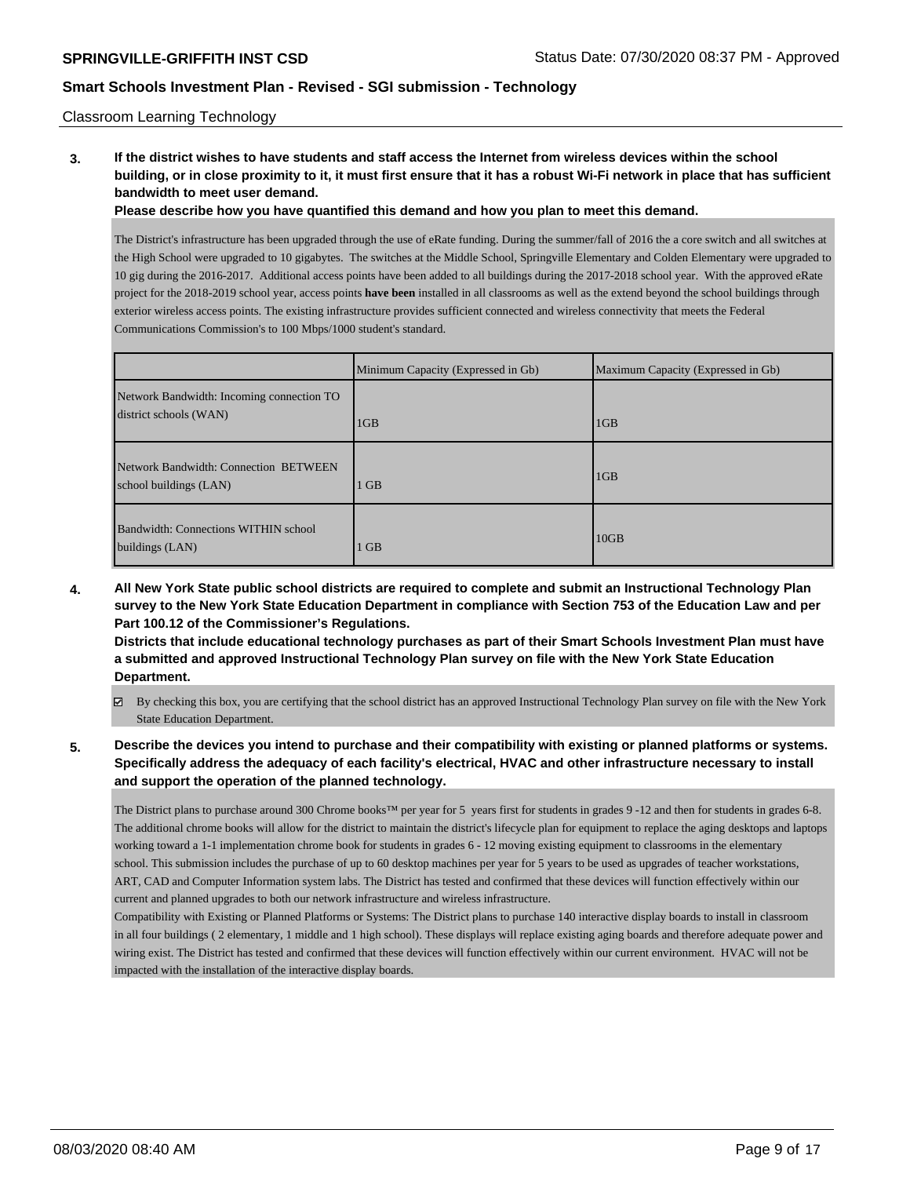Classroom Learning Technology

**3. If the district wishes to have students and staff access the Internet from wireless devices within the school building, or in close proximity to it, it must first ensure that it has a robust Wi-Fi network in place that has sufficient bandwidth to meet user demand.**

**Please describe how you have quantified this demand and how you plan to meet this demand.**

The District's infrastructure has been upgraded through the use of eRate funding. During the summer/fall of 2016 the a core switch and all switches at the High School were upgraded to 10 gigabytes. The switches at the Middle School, Springville Elementary and Colden Elementary were upgraded to 10 gig during the 2016-2017. Additional access points have been added to all buildings during the 2017-2018 school year. With the approved eRate project for the 2018-2019 school year, access points **have been** installed in all classrooms as well as the extend beyond the school buildings through exterior wireless access points. The existing infrastructure provides sufficient connected and wireless connectivity that meets the Federal Communications Commission's to 100 Mbps/1000 student's standard.

| | Minimum Capacity (Expressed in Gb) | Maximum Capacity (Expressed in Gb) |
|---|---|---|
| Network Bandwidth: Incoming connection TO district schools (WAN) | 1GB | 1GB |
| Network Bandwidth: Connection BETWEEN school buildings (LAN) | 1 GB | 1GB |
| Bandwidth: Connections WITHIN school buildings (LAN) | 1 GB | 10GB |

**4. All New York State public school districts are required to complete and submit an Instructional Technology Plan survey to the New York State Education Department in compliance with Section 753 of the Education Law and per Part 100.12 of the Commissioner's Regulations.**

**Districts that include educational technology purchases as part of their Smart Schools Investment Plan must have a submitted and approved Instructional Technology Plan survey on file with the New York State Education Department.**

☑ By checking this box, you are certifying that the school district has an approved Instructional Technology Plan survey on file with the New York State Education Department.

**5. Describe the devices you intend to purchase and their compatibility with existing or planned platforms or systems. Specifically address the adequacy of each facility's electrical, HVAC and other infrastructure necessary to install and support the operation of the planned technology.**

The District plans to purchase around 300 Chrome books™ per year for 5 years first for students in grades 9 -12 and then for students in grades 6-8. The additional chrome books will allow for the district to maintain the district's lifecycle plan for equipment to replace the aging desktops and laptops working toward a 1-1 implementation chrome book for students in grades 6 - 12 moving existing equipment to classrooms in the elementary school. This submission includes the purchase of up to 60 desktop machines per year for 5 years to be used as upgrades of teacher workstations, ART, CAD and Computer Information system labs. The District has tested and confirmed that these devices will function effectively within our current and planned upgrades to both our network infrastructure and wireless infrastructure.

Compatibility with Existing or Planned Platforms or Systems: The District plans to purchase 140 interactive display boards to install in classroom in all four buildings ( 2 elementary, 1 middle and 1 high school). These displays will replace existing aging boards and therefore adequate power and wiring exist. The District has tested and confirmed that these devices will function effectively within our current environment. HVAC will not be impacted with the installation of the interactive display boards.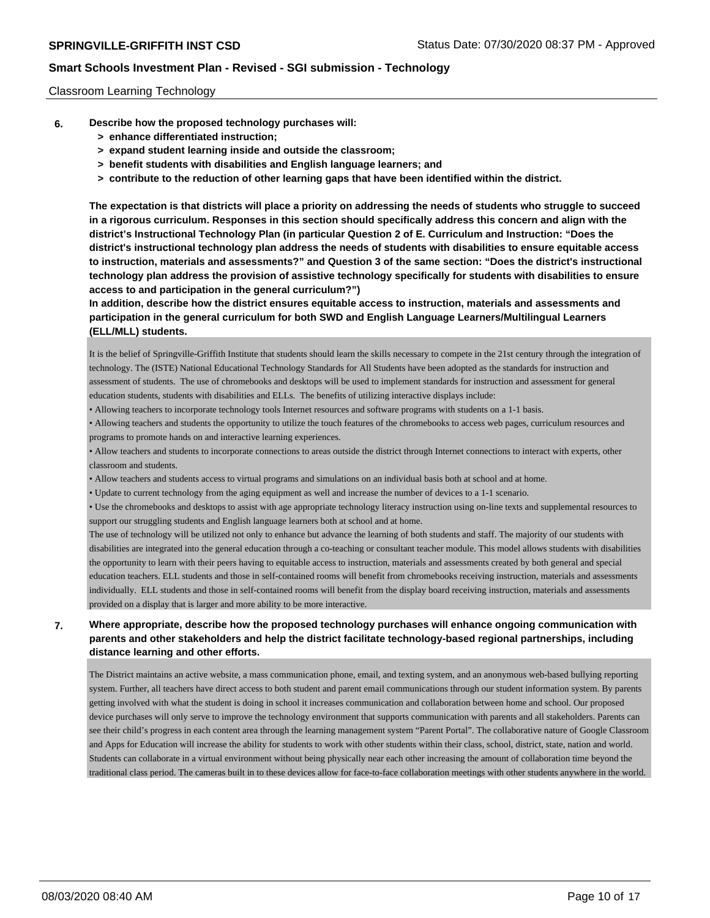Classroom Learning Technology

**6. Describe how the proposed technology purchases will:**

**> enhance differentiated instruction;**

**> expand student learning inside and outside the classroom;**

**> benefit students with disabilities and English language learners; and**

**> contribute to the reduction of other learning gaps that have been identified within the district.**

**The expectation is that districts will place a priority on addressing the needs of students who struggle to succeed in a rigorous curriculum. Responses in this section should specifically address this concern and align with the district's Instructional Technology Plan (in particular Question 2 of E. Curriculum and Instruction: "Does the district's instructional technology plan address the needs of students with disabilities to ensure equitable access to instruction, materials and assessments?" and Question 3 of the same section: "Does the district's instructional technology plan address the provision of assistive technology specifically for students with disabilities to ensure access to and participation in the general curriculum?")**

**In addition, describe how the district ensures equitable access to instruction, materials and assessments and participation in the general curriculum for both SWD and English Language Learners/Multilingual Learners (ELL/MLL) students.**

It is the belief of Springville-Griffith Institute that students should learn the skills necessary to compete in the 21st century through the integration of technology. The (ISTE) National Educational Technology Standards for All Students have been adopted as the standards for instruction and assessment of students. The use of chromebooks and desktops will be used to implement standards for instruction and assessment for general education students, students with disabilities and ELLs. The benefits of utilizing interactive displays include:

• Allowing teachers to incorporate technology tools Internet resources and software programs with students on a 1-1 basis.

• Allowing teachers and students the opportunity to utilize the touch features of the chromebooks to access web pages, curriculum resources and programs to promote hands on and interactive learning experiences.

• Allow teachers and students to incorporate connections to areas outside the district through Internet connections to interact with experts, other classroom and students.

• Allow teachers and students access to virtual programs and simulations on an individual basis both at school and at home.

• Update to current technology from the aging equipment as well and increase the number of devices to a 1-1 scenario.

• Use the chromebooks and desktops to assist with age appropriate technology literacy instruction using on-line texts and supplemental resources to support our struggling students and English language learners both at school and at home.

The use of technology will be utilized not only to enhance but advance the learning of both students and staff. The majority of our students with disabilities are integrated into the general education through a co-teaching or consultant teacher module. This model allows students with disabilities the opportunity to learn with their peers having to equitable access to instruction, materials and assessments created by both general and special education teachers. ELL students and those in self-contained rooms will benefit from chromebooks receiving instruction, materials and assessments individually. ELL students and those in self-contained rooms will benefit from the display board receiving instruction, materials and assessments provided on a display that is larger and more ability to be more interactive.

**7. Where appropriate, describe how the proposed technology purchases will enhance ongoing communication with parents and other stakeholders and help the district facilitate technology-based regional partnerships, including distance learning and other efforts.**

The District maintains an active website, a mass communication phone, email, and texting system, and an anonymous web-based bullying reporting system. Further, all teachers have direct access to both student and parent email communications through our student information system. By parents getting involved with what the student is doing in school it increases communication and collaboration between home and school. Our proposed device purchases will only serve to improve the technology environment that supports communication with parents and all stakeholders. Parents can see their child's progress in each content area through the learning management system "Parent Portal". The collaborative nature of Google Classroom and Apps for Education will increase the ability for students to work with other students within their class, school, district, state, nation and world. Students can collaborate in a virtual environment without being physically near each other increasing the amount of collaboration time beyond the traditional class period. The cameras built in to these devices allow for face-to-face collaboration meetings with other students anywhere in the world.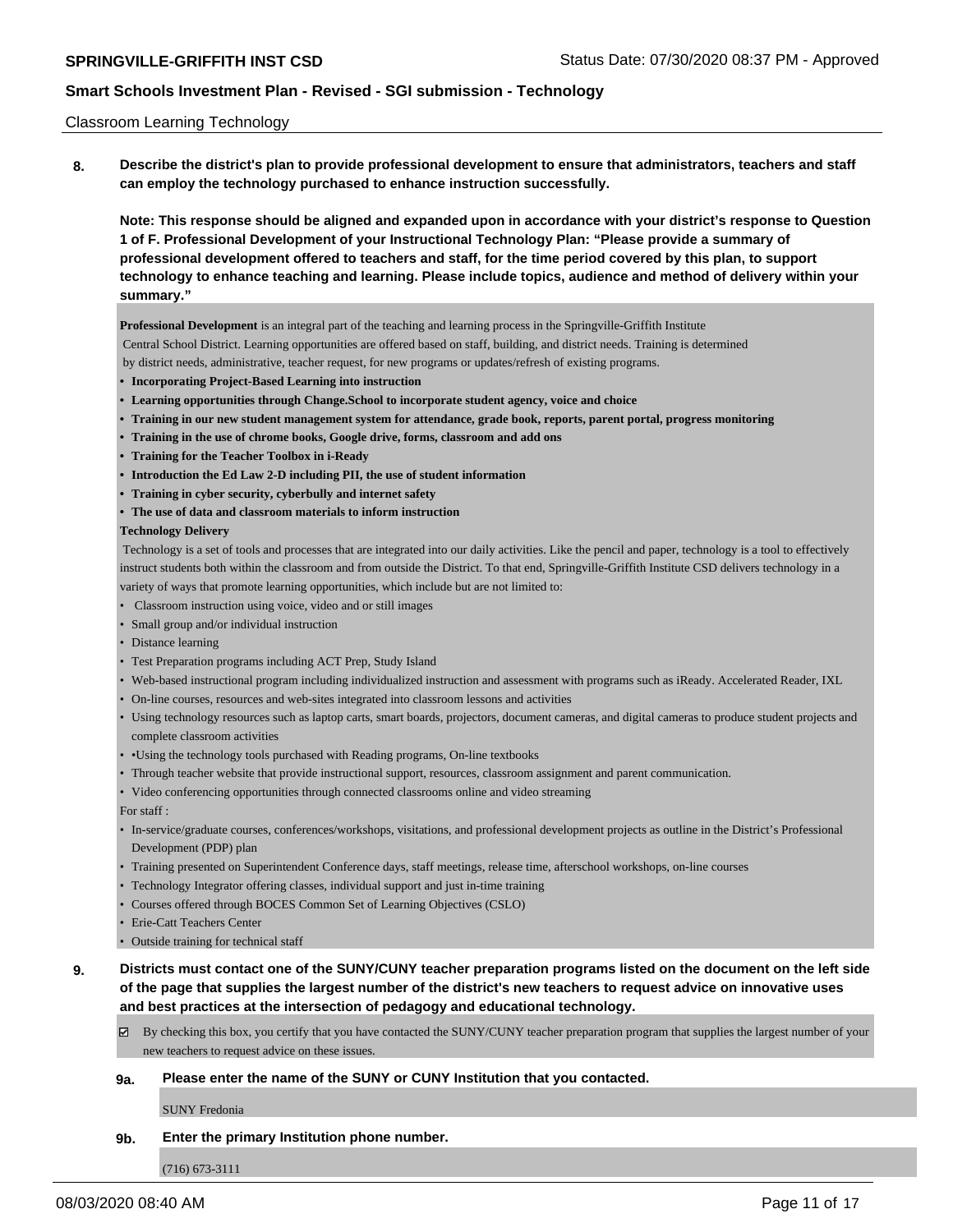Classroom Learning Technology

**8. Describe the district's plan to provide professional development to ensure that administrators, teachers and staff can employ the technology purchased to enhance instruction successfully.**

**Note: This response should be aligned and expanded upon in accordance with your district's response to Question 1 of F. Professional Development of your Instructional Technology Plan: "Please provide a summary of professional development offered to teachers and staff, for the time period covered by this plan, to support technology to enhance teaching and learning. Please include topics, audience and method of delivery within your summary."**

**Professional Development** is an integral part of the teaching and learning process in the Springville-Griffith Institute Central School District. Learning opportunities are offered based on staff, building, and district needs. Training is determined by district needs, administrative, teacher request, for new programs or updates/refresh of existing programs.

- **Incorporating Project-Based Learning into instruction**
- **Learning opportunities through Change.School to incorporate student agency, voice and choice**
- **Training in our new student management system for attendance, grade book, reports, parent portal, progress monitoring**
- **Training in the use of chrome books, Google drive, forms, classroom and add ons**
- **Training for the Teacher Toolbox in i-Ready**
- **Introduction the Ed Law 2-D including PII, the use of student information**
- **Training in cyber security, cyberbully and internet safety**
- **The use of data and classroom materials to inform instruction**

**Technology Delivery**

Technology is a set of tools and processes that are integrated into our daily activities. Like the pencil and paper, technology is a tool to effectively instruct students both within the classroom and from outside the District. To that end, Springville-Griffith Institute CSD delivers technology in a variety of ways that promote learning opportunities, which include but are not limited to:

- Classroom instruction using voice, video and or still images
- Small group and/or individual instruction
- Distance learning
- Test Preparation programs including ACT Prep, Study Island
- Web-based instructional program including individualized instruction and assessment with programs such as iReady. Accelerated Reader, IXL
- On-line courses, resources and web-sites integrated into classroom lessons and activities
- Using technology resources such as laptop carts, smart boards, projectors, document cameras, and digital cameras to produce student projects and complete classroom activities
- •Using the technology tools purchased with Reading programs, On-line textbooks
- Through teacher website that provide instructional support, resources, classroom assignment and parent communication.
- Video conferencing opportunities through connected classrooms online and video streaming

For staff :

- In-service/graduate courses, conferences/workshops, visitations, and professional development projects as outline in the District's Professional Development (PDP) plan
- Training presented on Superintendent Conference days, staff meetings, release time, afterschool workshops, on-line courses
- Technology Integrator offering classes, individual support and just in-time training
- Courses offered through BOCES Common Set of Learning Objectives (CSLO)
- Erie-Catt Teachers Center
- Outside training for technical staff

**9. Districts must contact one of the SUNY/CUNY teacher preparation programs listed on the document on the left side of the page that supplies the largest number of the district's new teachers to request advice on innovative uses and best practices at the intersection of pedagogy and educational technology.**

☑ By checking this box, you certify that you have contacted the SUNY/CUNY teacher preparation program that supplies the largest number of your new teachers to request advice on these issues.

**9a. Please enter the name of the SUNY or CUNY Institution that you contacted.**

SUNY Fredonia

**9b. Enter the primary Institution phone number.**

(716) 673-3111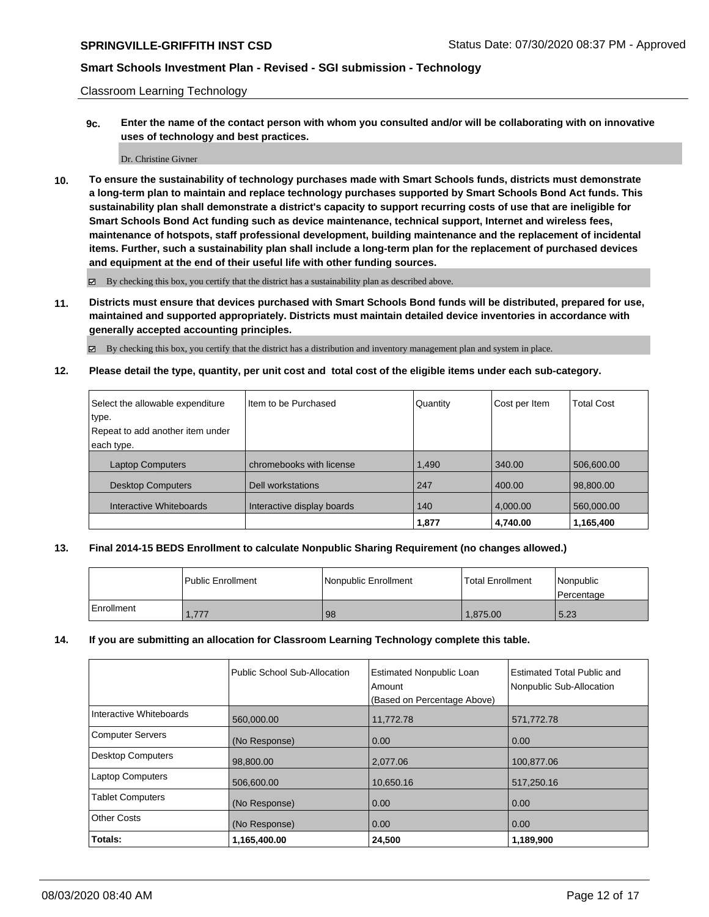Classroom Learning Technology

**9c. Enter the name of the contact person with whom you consulted and/or will be collaborating with on innovative uses of technology and best practices.**

Dr. Christine Givner

**10. To ensure the sustainability of technology purchases made with Smart Schools funds, districts must demonstrate a long-term plan to maintain and replace technology purchases supported by Smart Schools Bond Act funds. This sustainability plan shall demonstrate a district's capacity to support recurring costs of use that are ineligible for Smart Schools Bond Act funding such as device maintenance, technical support, Internet and wireless fees, maintenance of hotspots, staff professional development, building maintenance and the replacement of incidental items. Further, such a sustainability plan shall include a long-term plan for the replacement of purchased devices and equipment at the end of their useful life with other funding sources.**

☑ By checking this box, you certify that the district has a sustainability plan as described above.

**11. Districts must ensure that devices purchased with Smart Schools Bond funds will be distributed, prepared for use, maintained and supported appropriately. Districts must maintain detailed device inventories in accordance with generally accepted accounting principles.**

☑ By checking this box, you certify that the district has a distribution and inventory management plan and system in place.

**12. Please detail the type, quantity, per unit cost and total cost of the eligible items under each sub-category.**

| Select the allowable expenditure type. Repeat to add another item under each type. | Item to be Purchased | Quantity | Cost per Item | Total Cost |
|---|---|---|---|---|
| Laptop Computers | chromebooks with license | 1,490 | 340.00 | 506,600.00 |
| Desktop Computers | Dell workstations | 247 | 400.00 | 98,800.00 |
| Interactive Whiteboards | Interactive display boards | 140 | 4,000.00 | 560,000.00 |
| | | **1,877** | **4,740.00** | **1,165,400** |

**13. Final 2014-15 BEDS Enrollment to calculate Nonpublic Sharing Requirement (no changes allowed.)**

| | Public Enrollment | Nonpublic Enrollment | Total Enrollment | Nonpublic Percentage |
|---|---|---|---|---|
| Enrollment | 1,777 | 98 | 1,875.00 | 5.23 |

**14. If you are submitting an allocation for Classroom Learning Technology complete this table.**

| | Public School Sub-Allocation | Estimated Nonpublic Loan Amount (Based on Percentage Above) | Estimated Total Public and Nonpublic Sub-Allocation |
|---|---|---|---|
| Interactive Whiteboards | 560,000.00 | 11,772.78 | 571,772.78 |
| Computer Servers | (No Response) | 0.00 | 0.00 |
| Desktop Computers | 98,800.00 | 2,077.06 | 100,877.06 |
| Laptop Computers | 506,600.00 | 10,650.16 | 517,250.16 |
| Tablet Computers | (No Response) | 0.00 | 0.00 |
| Other Costs | (No Response) | 0.00 | 0.00 |
| **Totals:** | **1,165,400.00** | **24,500** | **1,189,900** |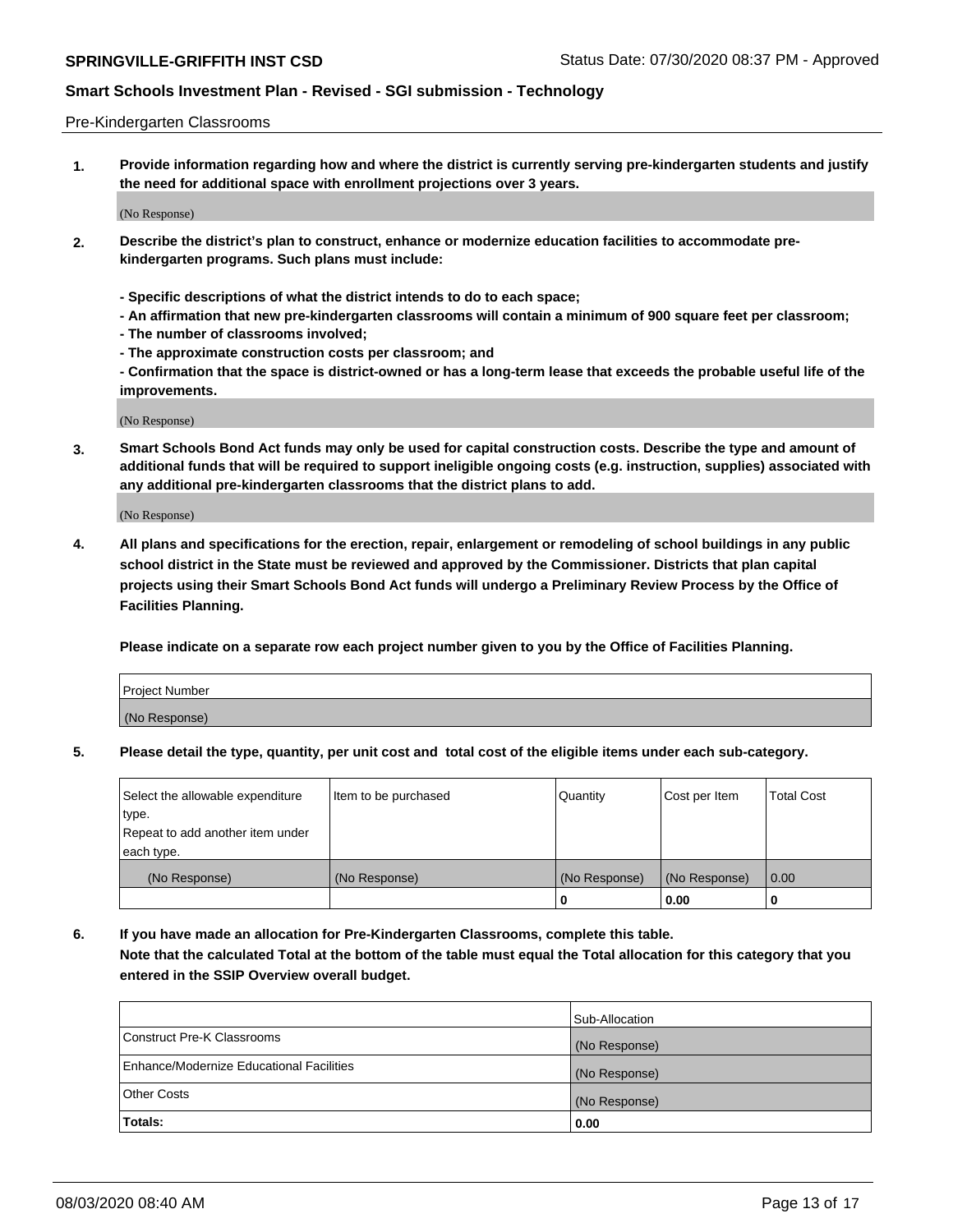Pre-Kindergarten Classrooms

**1. Provide information regarding how and where the district is currently serving pre-kindergarten students and justify the need for additional space with enrollment projections over 3 years.**

(No Response)

**2. Describe the district's plan to construct, enhance or modernize education facilities to accommodate pre-kindergarten programs. Such plans must include:**

**- Specific descriptions of what the district intends to do to each space;**
**- An affirmation that new pre-kindergarten classrooms will contain a minimum of 900 square feet per classroom;**
**- The number of classrooms involved;**
**- The approximate construction costs per classroom; and**
**- Confirmation that the space is district-owned or has a long-term lease that exceeds the probable useful life of the improvements.**

(No Response)

**3. Smart Schools Bond Act funds may only be used for capital construction costs. Describe the type and amount of additional funds that will be required to support ineligible ongoing costs (e.g. instruction, supplies) associated with any additional pre-kindergarten classrooms that the district plans to add.**

(No Response)

**4. All plans and specifications for the erection, repair, enlargement or remodeling of school buildings in any public school district in the State must be reviewed and approved by the Commissioner. Districts that plan capital projects using their Smart Schools Bond Act funds will undergo a Preliminary Review Process by the Office of Facilities Planning.**

**Please indicate on a separate row each project number given to you by the Office of Facilities Planning.**

| Project Number |
|---|
| (No Response) |

**5. Please detail the type, quantity, per unit cost and total cost of the eligible items under each sub-category.**

| Select the allowable expenditure type. Repeat to add another item under each type. | Item to be purchased | Quantity | Cost per Item | Total Cost |
|---|---|---|---|---|
| (No Response) | (No Response) | (No Response) | (No Response) | 0.00 |
| | | 0 | 0.00 | 0 |

**6. If you have made an allocation for Pre-Kindergarten Classrooms, complete this table.**
**Note that the calculated Total at the bottom of the table must equal the Total allocation for this category that you entered in the SSIP Overview overall budget.**

| | Sub-Allocation |
|---|---|
| Construct Pre-K Classrooms | (No Response) |
| Enhance/Modernize Educational Facilities | (No Response) |
| Other Costs | (No Response) |
| **Totals:** | **0.00** |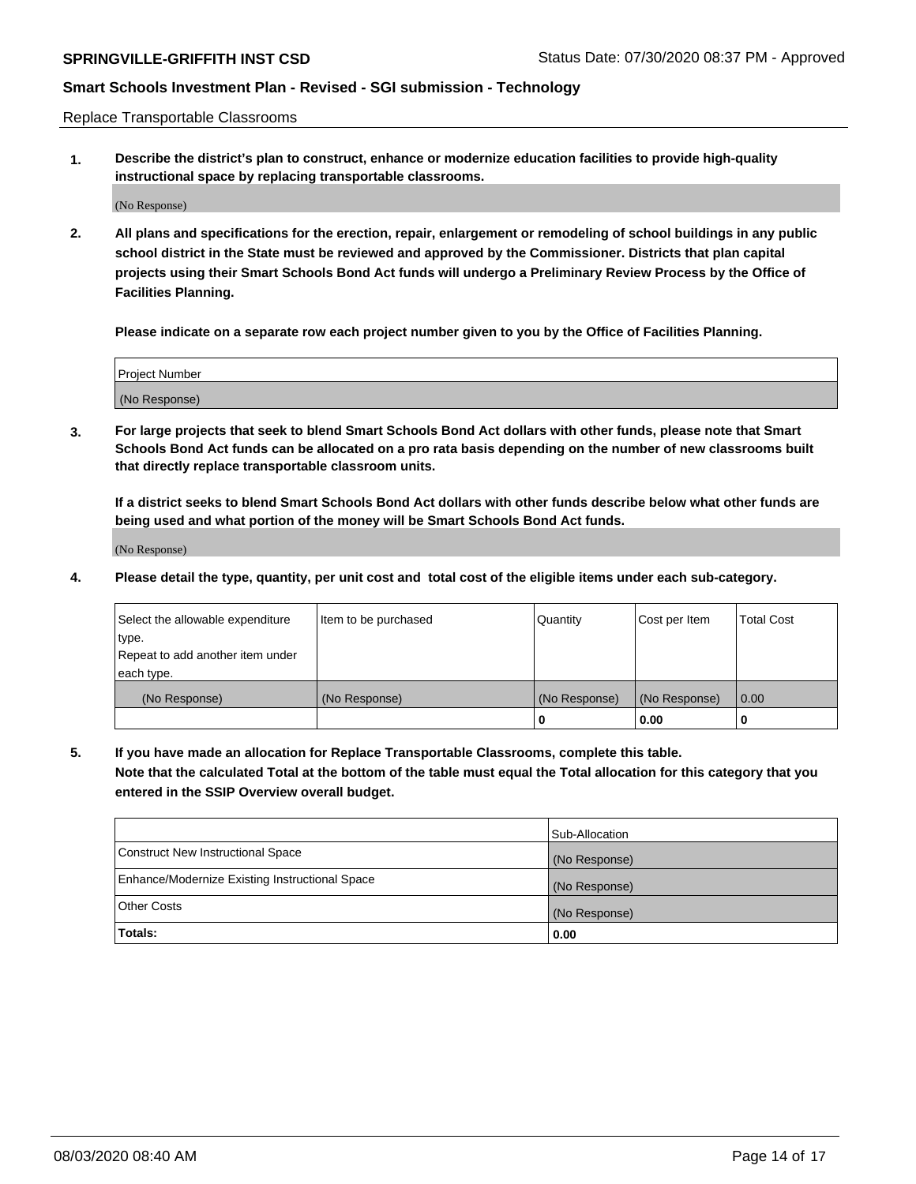Replace Transportable Classrooms

**1. Describe the district's plan to construct, enhance or modernize education facilities to provide high-quality instructional space by replacing transportable classrooms.**

(No Response)

**2. All plans and specifications for the erection, repair, enlargement or remodeling of school buildings in any public school district in the State must be reviewed and approved by the Commissioner. Districts that plan capital projects using their Smart Schools Bond Act funds will undergo a Preliminary Review Process by the Office of Facilities Planning.**

**Please indicate on a separate row each project number given to you by the Office of Facilities Planning.**

| Project Number |
|---|
| (No Response) |

**3. For large projects that seek to blend Smart Schools Bond Act dollars with other funds, please note that Smart Schools Bond Act funds can be allocated on a pro rata basis depending on the number of new classrooms built that directly replace transportable classroom units.**

**If a district seeks to blend Smart Schools Bond Act dollars with other funds describe below what other funds are being used and what portion of the money will be Smart Schools Bond Act funds.**

(No Response)

**4. Please detail the type, quantity, per unit cost and total cost of the eligible items under each sub-category.**

| Select the allowable expenditure type. Repeat to add another item under each type. | Item to be purchased | Quantity | Cost per Item | Total Cost |
|---|---|---|---|---|
| (No Response) | (No Response) | (No Response) | (No Response) | 0.00 |
| | | **0** | **0.00** | **0** |

**5. If you have made an allocation for Replace Transportable Classrooms, complete this table. Note that the calculated Total at the bottom of the table must equal the Total allocation for this category that you entered in the SSIP Overview overall budget.**

| | Sub-Allocation |
|---|---|
| Construct New Instructional Space | (No Response) |
| Enhance/Modernize Existing Instructional Space | (No Response) |
| Other Costs | (No Response) |
| **Totals:** | **0.00** |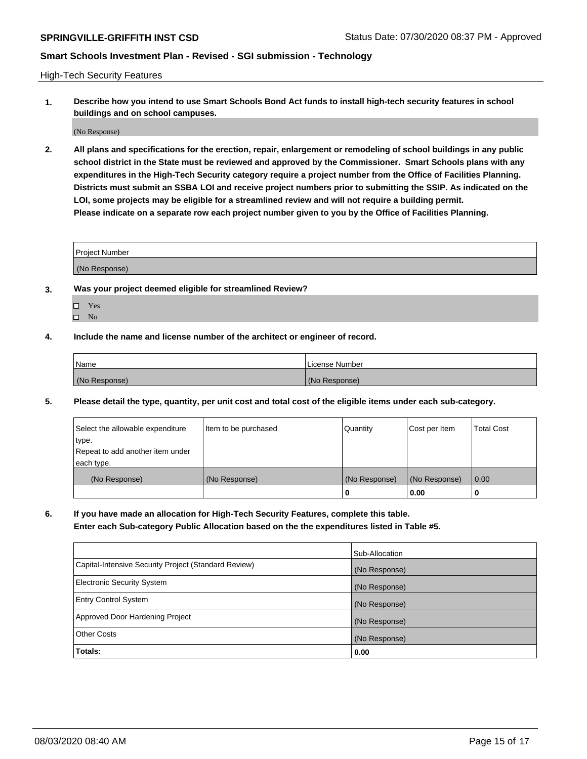High-Tech Security Features

**1. Describe how you intend to use Smart Schools Bond Act funds to install high-tech security features in school buildings and on school campuses.**

(No Response)

**2. All plans and specifications for the erection, repair, enlargement or remodeling of school buildings in any public school district in the State must be reviewed and approved by the Commissioner. Smart Schools plans with any expenditures in the High-Tech Security category require a project number from the Office of Facilities Planning. Districts must submit an SSBA LOI and receive project numbers prior to submitting the SSIP. As indicated on the LOI, some projects may be eligible for a streamlined review and will not require a building permit.**
**Please indicate on a separate row each project number given to you by the Office of Facilities Planning.**

| Project Number |
|---|
| (No Response) |

**3. Was your project deemed eligible for streamlined Review?**

- ☐ Yes
- ☐ No

**4. Include the name and license number of the architect or engineer of record.**

| Name | License Number |
|---|---|
| (No Response) | (No Response) |

**5. Please detail the type, quantity, per unit cost and total cost of the eligible items under each sub-category.**

| Select the allowable expenditure type. Repeat to add another item under each type. | Item to be purchased | Quantity | Cost per Item | Total Cost |
|---|---|---|---|---|
| (No Response) | (No Response) | (No Response) | (No Response) | 0.00 |
| | | 0 | 0.00 | 0 |

**6. If you have made an allocation for High-Tech Security Features, complete this table. Enter each Sub-category Public Allocation based on the the expenditures listed in Table #5.**

| | Sub-Allocation |
|---|---|
| Capital-Intensive Security Project (Standard Review) | (No Response) |
| Electronic Security System | (No Response) |
| Entry Control System | (No Response) |
| Approved Door Hardening Project | (No Response) |
| Other Costs | (No Response) |
| **Totals:** | **0.00** |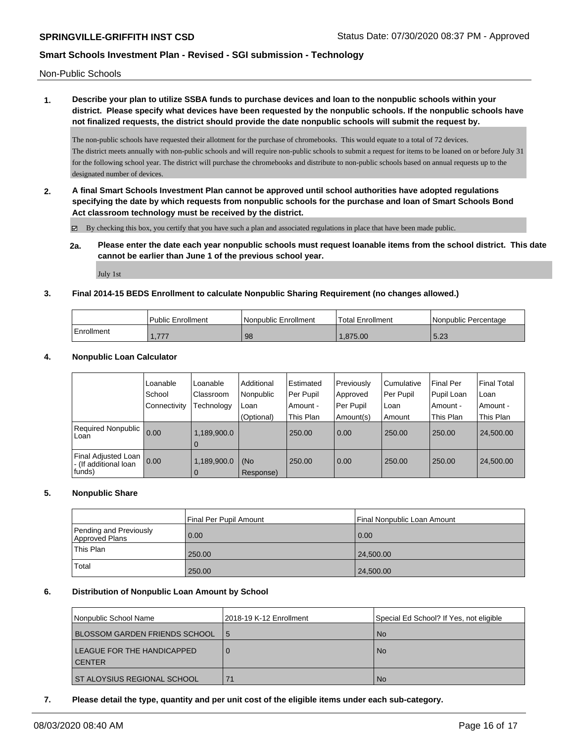Non-Public Schools

**1. Describe your plan to utilize SSBA funds to purchase devices and loan to the nonpublic schools within your district. Please specify what devices have been requested by the nonpublic schools. If the nonpublic schools have not finalized requests, the district should provide the date nonpublic schools will submit the request by.**

The non-public schools have requested their allotment for the purchase of chromebooks. This would equate to a total of 72 devices.
The district meets annually with non-public schools and will require non-public schools to submit a request for items to be loaned on or before July 31 for the following school year. The district will purchase the chromebooks and distribute to non-public schools based on annual requests up to the designated number of devices.

**2. A final Smart Schools Investment Plan cannot be approved until school authorities have adopted regulations specifying the date by which requests from nonpublic schools for the purchase and loan of Smart Schools Bond Act classroom technology must be received by the district.**

☑ By checking this box, you certify that you have such a plan and associated regulations in place that have been made public.

**2a. Please enter the date each year nonpublic schools must request loanable items from the school district. This date cannot be earlier than June 1 of the previous school year.**

July 1st

**3. Final 2014-15 BEDS Enrollment to calculate Nonpublic Sharing Requirement (no changes allowed.)**

| | Public Enrollment | Nonpublic Enrollment | Total Enrollment | Nonpublic Percentage |
|---|---|---|---|---|
| Enrollment | 1,777 | 98 | 1,875.00 | 5.23 |

**4. Nonpublic Loan Calculator**

| | Loanable School Connectivity | Loanable Classroom Technology | Additional Nonpublic Loan (Optional) | Estimated Per Pupil Amount - This Plan | Previously Approved Per Pupil Amount(s) | Cumulative Per Pupil Loan Amount | Final Per Pupil Loan Amount - This Plan | Final Total Loan Amount - This Plan |
|---|---|---|---|---|---|---|---|---|
| Required Nonpublic Loan | 0.00 | 1,189,900.00 | | 250.00 | 0.00 | 250.00 | 250.00 | 24,500.00 |
| Final Adjusted Loan - (If additional loan funds) | 0.00 | 1,189,900.00 | (No Response) | 250.00 | 0.00 | 250.00 | 250.00 | 24,500.00 |

**5. Nonpublic Share**

| | Final Per Pupil Amount | Final Nonpublic Loan Amount |
|---|---|---|
| Pending and Previously Approved Plans | 0.00 | 0.00 |
| This Plan | 250.00 | 24,500.00 |
| Total | 250.00 | 24,500.00 |

**6. Distribution of Nonpublic Loan Amount by School**

| Nonpublic School Name | 2018-19 K-12 Enrollment | Special Ed School? If Yes, not eligible |
|---|---|---|
| BLOSSOM GARDEN FRIENDS SCHOOL | 5 | No |
| LEAGUE FOR THE HANDICAPPED CENTER | 0 | No |
| ST ALOYSIUS REGIONAL SCHOOL | 71 | No |

**7. Please detail the type, quantity and per unit cost of the eligible items under each sub-category.**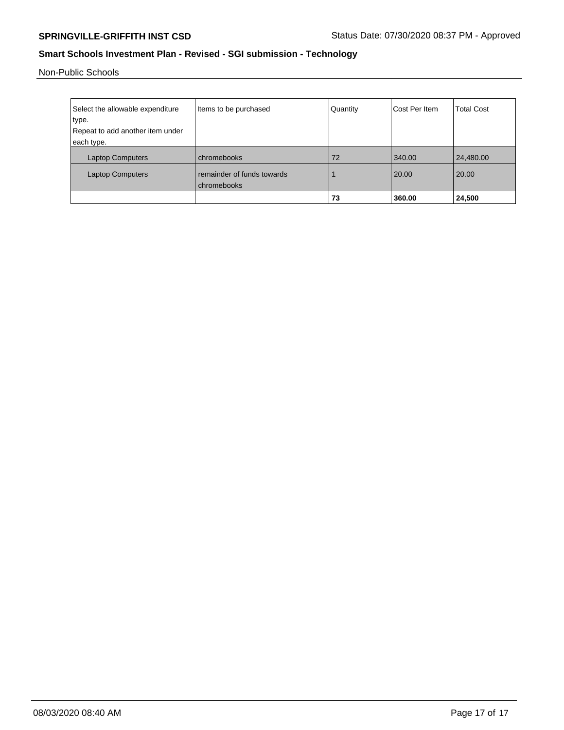Non-Public Schools

| Select the allowable expenditure type. Repeat to add another item under each type. | Items to be purchased | Quantity | Cost Per Item | Total Cost |
|---|---|---|---|---|
| Laptop Computers | chromebooks | 72 | 340.00 | 24,480.00 |
| Laptop Computers | remainder of funds towards chromebooks | 1 | 20.00 | 20.00 |
| | | **73** | **360.00** | **24,500** |